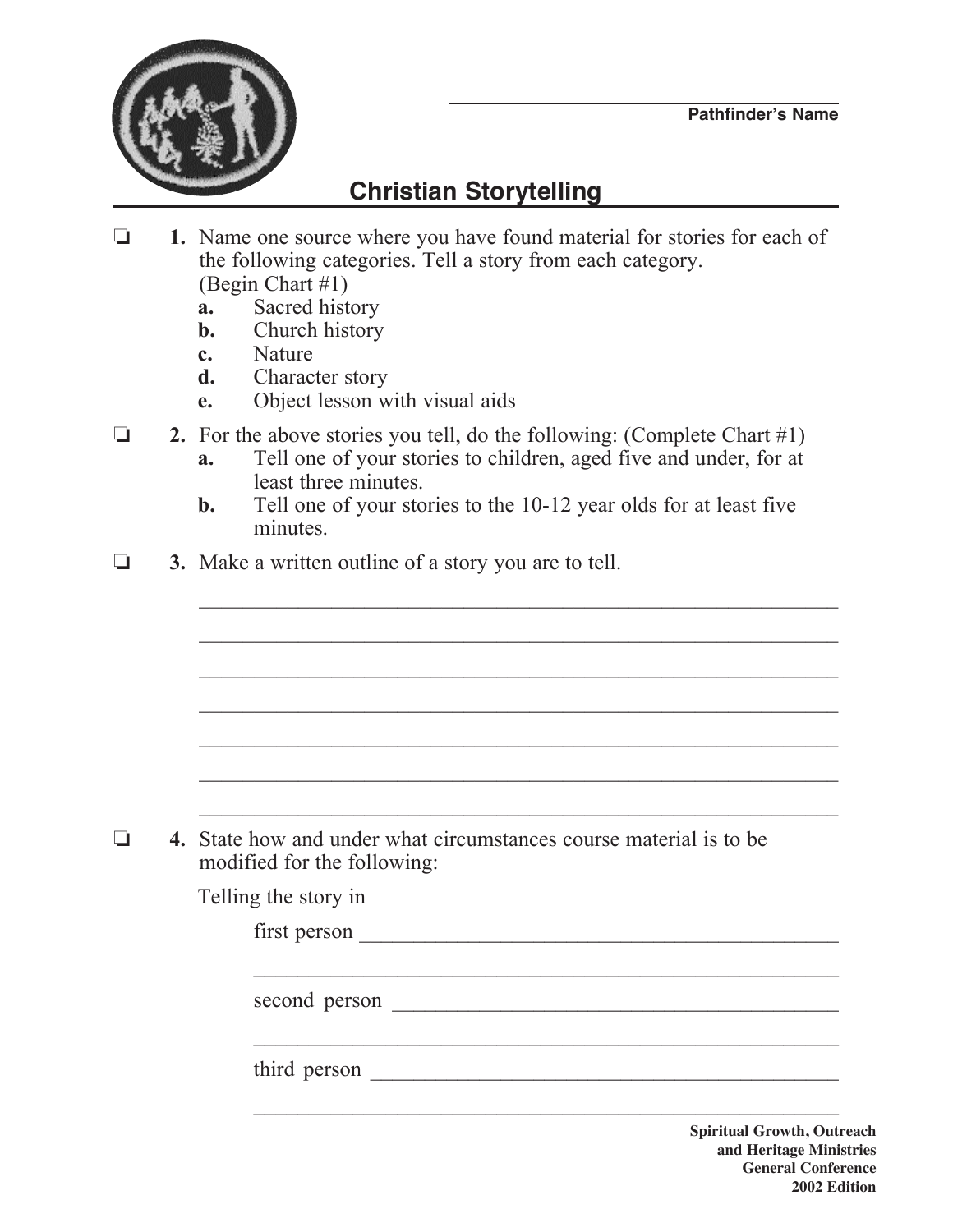Pathfinder's Name: ____________________

# Christian Storytelling

- ❏ **1.** Name one source where you have found material for stories for each of the following categories. Tell a story from each category. (Begin Chart #1)
  - **a.** Sacred history
  - **b.** Church history
  - **c.** Nature
  - **d.** Character story
  - **e.** Object lesson with visual aids

- ❏ **2.** For the above stories you tell, do the following: (Complete Chart #1)
  - **a.** Tell one of your stories to children, aged five and under, for at least three minutes.
  - **b.** Tell one of your stories to the 10-12 year olds for at least five minutes.

- ❏ **3.** Make a written outline of a story you are to tell.

  ____________________________________________________________

  ____________________________________________________________

  ____________________________________________________________

  ____________________________________________________________

  ____________________________________________________________

  ____________________________________________________________

  ____________________________________________________________

- ❏ **4.** State how and under what circumstances course material is to be modified for the following:

  Telling the story in

  first person ____________________________________________

  ____________________________________________________________

  second person __________________________________________

  ____________________________________________________________

  third person ____________________________________________

  ____________________________________________________________

**Spiritual Growth, Outreach and Heritage Ministries**
**General Conference**
**2002 Edition**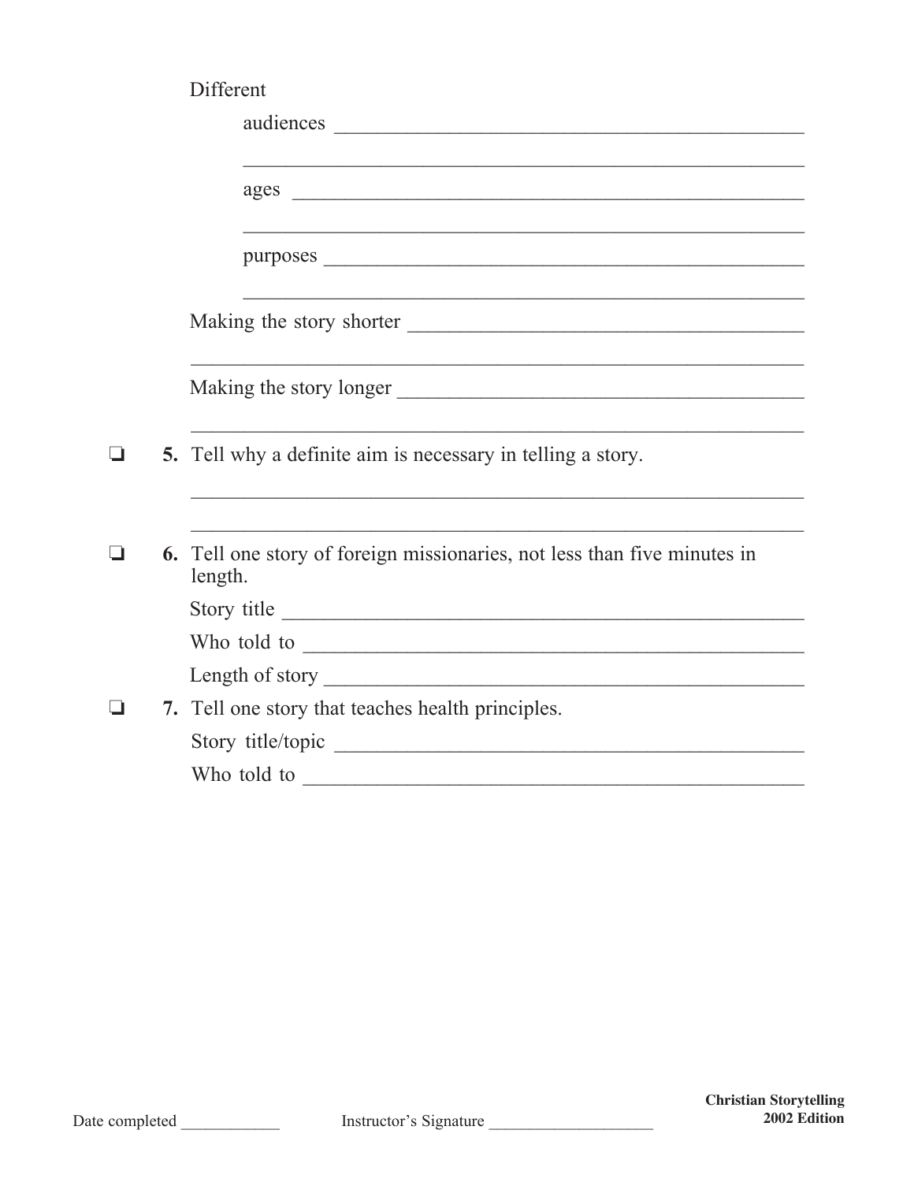Different

audiences ___________________________________________

_____________________________________________________

ages ________________________________________________

_____________________________________________________

purposes ____________________________________________

_____________________________________________________

Making the story shorter _________________________________

_____________________________________________________

Making the story longer _________________________________

_____________________________________________________

❏ **5.** Tell why a definite aim is necessary in telling a story.

_____________________________________________________

_____________________________________________________

❏ **6.** Tell one story of foreign missionaries, not less than five minutes in length.

Story title ___________________________________________

Who told to __________________________________________

Length of story _______________________________________

❏ **7.** Tell one story that teaches health principles.

Story title/topic ______________________________________

Who told to __________________________________________

Date completed ____________ Instructor's Signature ___________________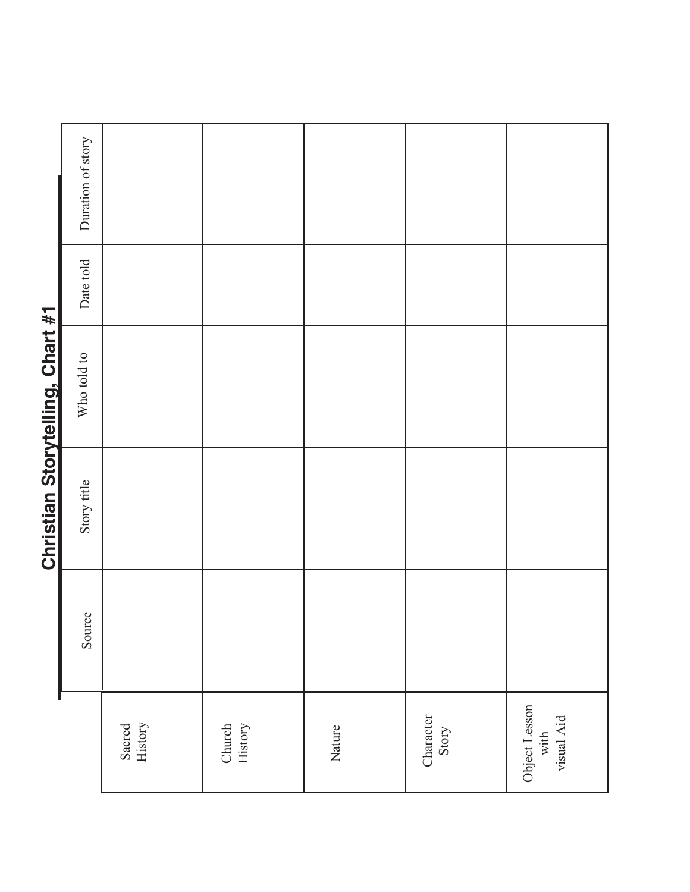# Christian Storytelling, Chart #1

| | Source | Story title | Who told to | Date told | Duration of story |
|---|---|---|---|---|---|
| Sacred History | | | | | |
| Church History | | | | | |
| Nature | | | | | |
| Character Story | | | | | |
| Object Lesson with visual Aid | | | | | |